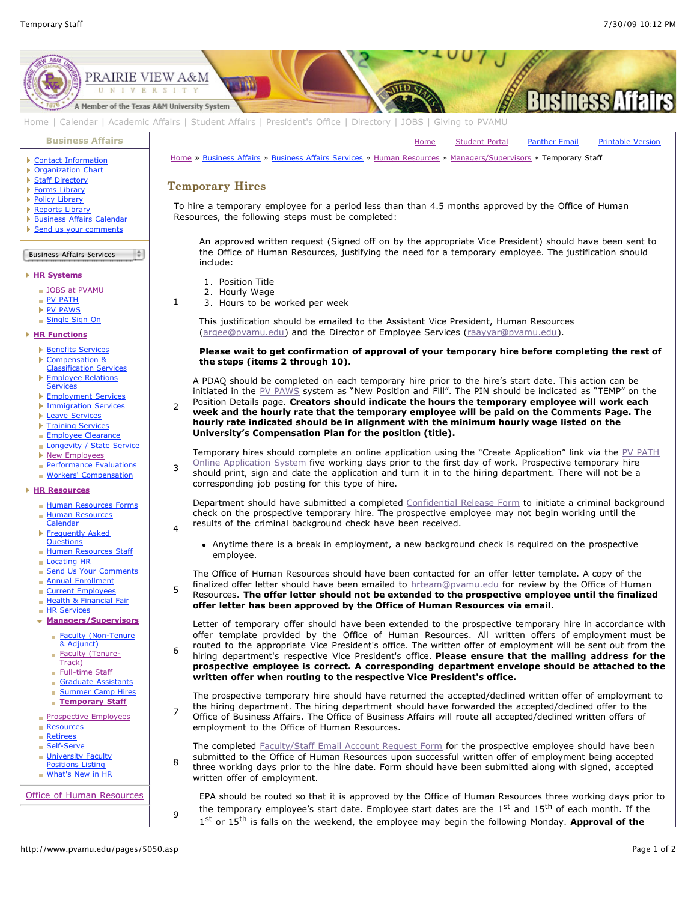# Temporary Hires

To hire a temporary employee for a period less than than 4.5 months approved by the Office of Human Resources, the following steps must be completed:

1. An approved written request (Signed off on by the appropriate Vice President) should have been sent to the Office of Human Resources, justifying the need for a temporary employee. The justification should include:

   1. Position Title
   2. Hourly Wage
   3. Hours to be worked per week

   This justification should be emailed to the Assistant Vice President, Human Resources (argee@pvamu.edu) and the Director of Employee Services (raayyar@pvamu.edu).

   **Please wait to get confirmation of approval of your temporary hire before completing the rest of the steps (items 2 through 10).**

2. A PDAQ should be completed on each temporary hire prior to the hire's start date. This action can be initiated in the PV PAWS system as "New Position and Fill". The PIN should be indicated as "TEMP" on the Position Details page. **Creators should indicate the hours the temporary employee will work each week and the hourly rate that the temporary employee will be paid on the Comments Page. The hourly rate indicated should be in alignment with the minimum hourly wage listed on the University's Compensation Plan for the position (title).**

3. Temporary hires should complete an online application using the "Create Application" link via the PV PATH Online Application System five working days prior to the first day of work. Prospective temporary hire should print, sign and date the application and turn it in to the hiring department. There will not be a corresponding job posting for this type of hire.

4. Department should have submitted a completed Confidential Release Form to initiate a criminal background check on the prospective temporary hire. The prospective employee may not begin working until the results of the criminal background check have been received.

   - Anytime there is a break in employment, a new background check is required on the prospective employee.

5. The Office of Human Resources should have been contacted for an offer letter template. A copy of the finalized offer letter should have been emailed to hrteam@pvamu.edu for review by the Office of Human Resources. **The offer letter should not be extended to the prospective employee until the finalized offer letter has been approved by the Office of Human Resources via email.**

6. Letter of temporary offer should have been extended to the prospective temporary hire in accordance with offer template provided by the Office of Human Resources. All written offers of employment must be routed to the appropriate Vice President's office. The written offer of employment will be sent out from the hiring department's respective Vice President's office. **Please ensure that the mailing address for the prospective employee is correct. A corresponding department envelope should be attached to the written offer when routing to the respective Vice President's office.**

7. The prospective temporary hire should have returned the accepted/declined written offer of employment to the hiring department. The hiring department should have forwarded the accepted/declined offer to the Office of Business Affairs. The Office of Business Affairs will route all accepted/declined written offers of employment to the Office of Human Resources.

8. The completed Faculty/Staff Email Account Request Form for the prospective employee should have been submitted to the Office of Human Resources upon successful written offer of employment being accepted three working days prior to the hire date. Form should have been submitted along with signed, accepted written offer of employment.

9. EPA should be routed so that it is approved by the Office of Human Resources three working days prior to the temporary employee's start date. Employee start dates are the 1st and 15th of each month. If the 1st or 15th is falls on the weekend, the employee may begin the following Monday. **Approval of the**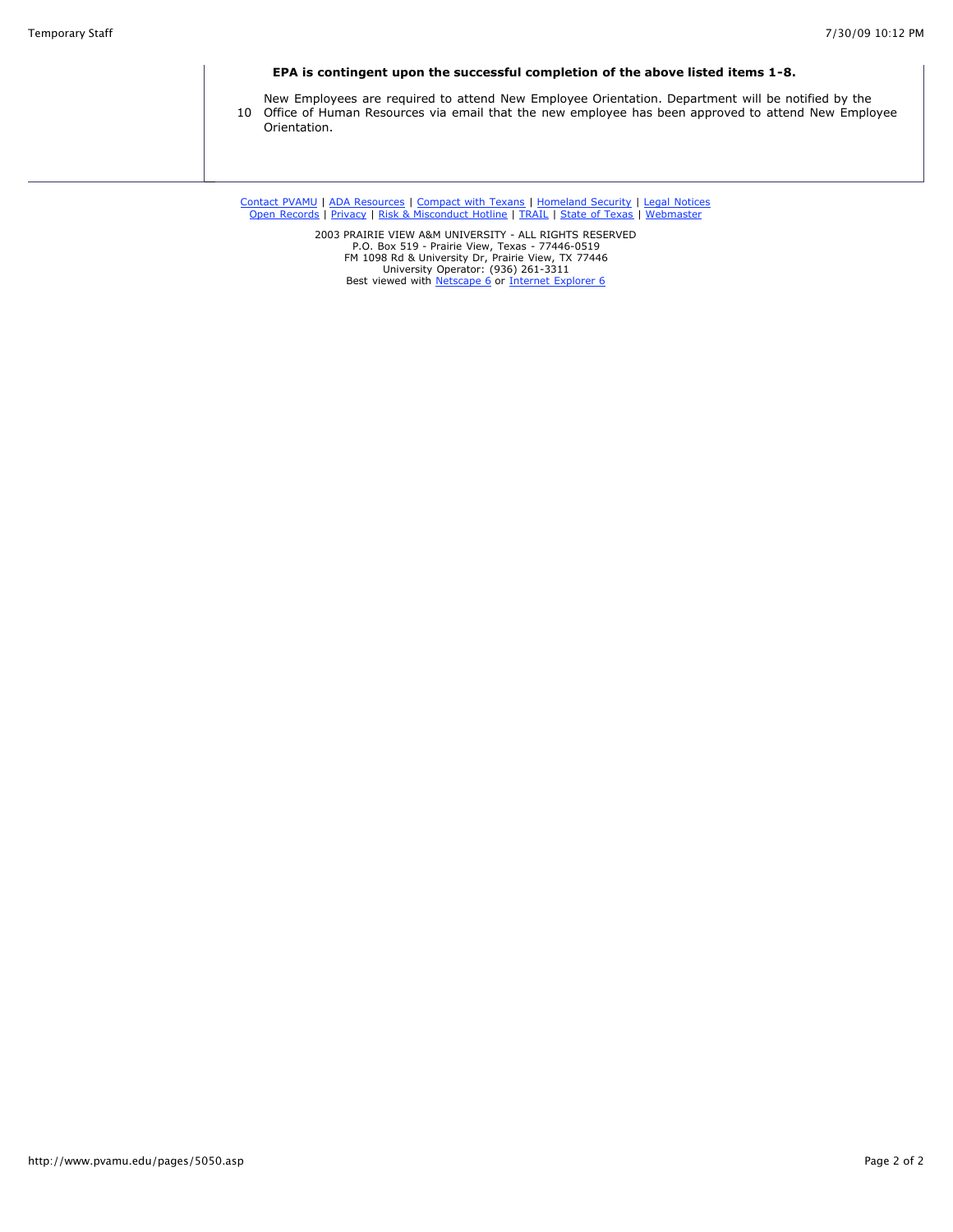**EPA is contingent upon the successful completion of the above listed items 1-8.**

10 New Employees are required to attend New Employee Orientation. Department will be notified by the Office of Human Resources via email that the new employee has been approved to attend New Employee Orientation.

Contact PVAMU | ADA Resources | Compact with Texans | Homeland Security | Legal Notices
Open Records | Privacy | Risk & Misconduct Hotline | TRAIL | State of Texas | Webmaster

2003 PRAIRIE VIEW A&M UNIVERSITY - ALL RIGHTS RESERVED
P.O. Box 519 - Prairie View, Texas - 77446-0519
FM 1098 Rd & University Dr, Prairie View, TX 77446
University Operator: (936) 261-3311
Best viewed with Netscape 6 or Internet Explorer 6